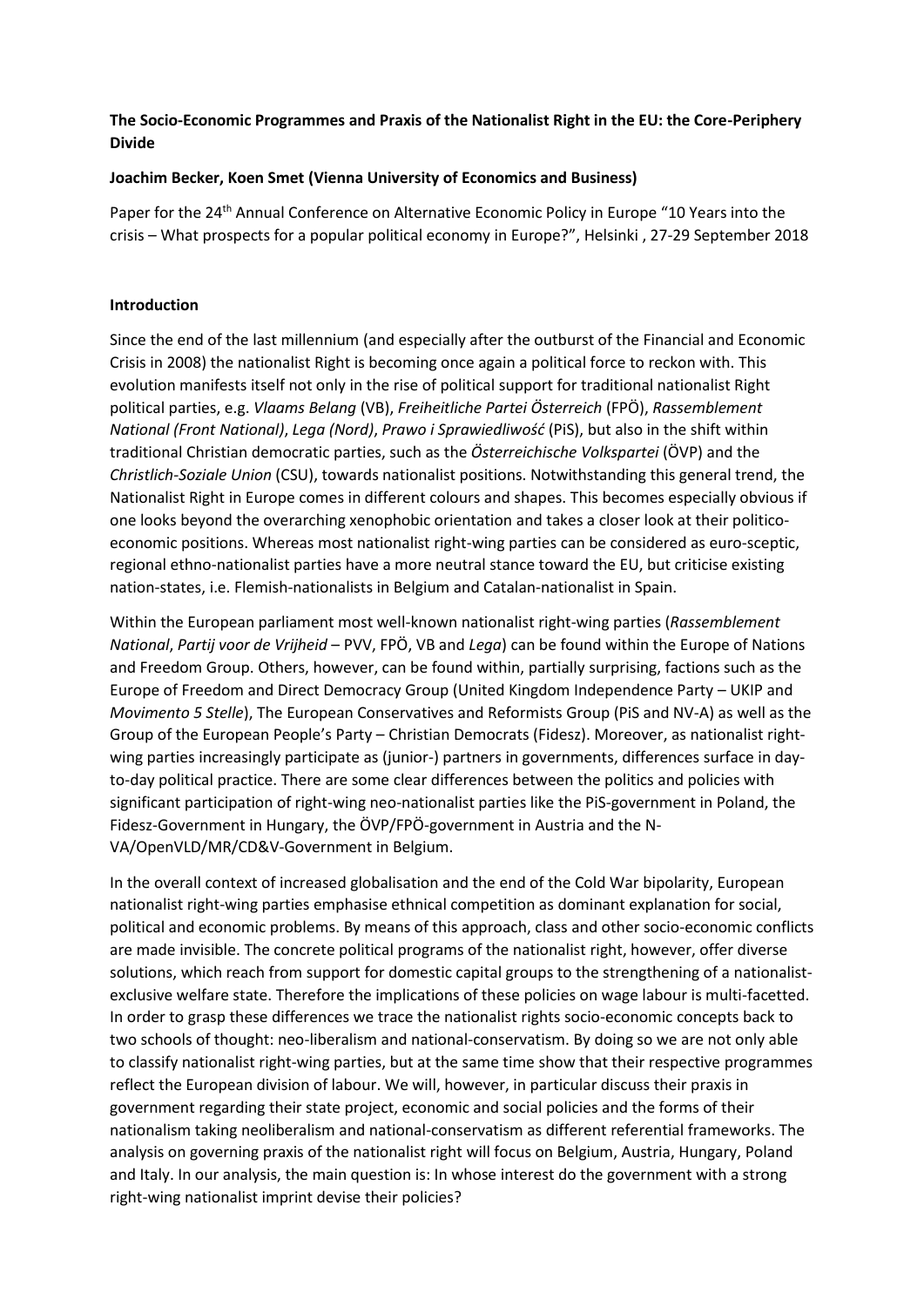**The Socio-Economic Programmes and Praxis of the Nationalist Right in the EU: the Core-Periphery Divide**

**Joachim Becker, Koen Smet (Vienna University of Economics and Business)**

Paper for the 24th Annual Conference on Alternative Economic Policy in Europe "10 Years into the crisis – What prospects for a popular political economy in Europe?", Helsinki , 27-29 September 2018

## Introduction

Since the end of the last millennium (and especially after the outburst of the Financial and Economic Crisis in 2008) the nationalist Right is becoming once again a political force to reckon with. This evolution manifests itself not only in the rise of political support for traditional nationalist Right political parties, e.g. *Vlaams Belang* (VB), *Freiheitliche Partei Österreich* (FPÖ), *Rassemblement National (Front National)*, *Lega (Nord)*, *Prawo i Sprawiedliwość* (PiS), but also in the shift within traditional Christian democratic parties, such as the *Österreichische Volkspartei* (ÖVP) and the *Christlich-Soziale Union* (CSU), towards nationalist positions. Notwithstanding this general trend, the Nationalist Right in Europe comes in different colours and shapes. This becomes especially obvious if one looks beyond the overarching xenophobic orientation and takes a closer look at their politico-economic positions. Whereas most nationalist right-wing parties can be considered as euro-sceptic, regional ethno-nationalist parties have a more neutral stance toward the EU, but criticise existing nation-states, i.e. Flemish-nationalists in Belgium and Catalan-nationalist in Spain.

Within the European parliament most well-known nationalist right-wing parties (*Rassemblement National*, *Partij voor de Vrijheid* – PVV, FPÖ, VB and *Lega*) can be found within the Europe of Nations and Freedom Group. Others, however, can be found within, partially surprising, factions such as the Europe of Freedom and Direct Democracy Group (United Kingdom Independence Party – UKIP and *Movimento 5 Stelle*), The European Conservatives and Reformists Group (PiS and NV-A) as well as the Group of the European People's Party – Christian Democrats (Fidesz). Moreover, as nationalist right-wing parties increasingly participate as (junior-) partners in governments, differences surface in day-to-day political practice. There are some clear differences between the politics and policies with significant participation of right-wing neo-nationalist parties like the PiS-government in Poland, the Fidesz-Government in Hungary, the ÖVP/FPÖ-government in Austria and the N-VA/OpenVLD/MR/CD&V-Government in Belgium.

In the overall context of increased globalisation and the end of the Cold War bipolarity, European nationalist right-wing parties emphasise ethnical competition as dominant explanation for social, political and economic problems. By means of this approach, class and other socio-economic conflicts are made invisible. The concrete political programs of the nationalist right, however, offer diverse solutions, which reach from support for domestic capital groups to the strengthening of a nationalist-exclusive welfare state. Therefore the implications of these policies on wage labour is multi-facetted. In order to grasp these differences we trace the nationalist rights socio-economic concepts back to two schools of thought: neo-liberalism and national-conservatism. By doing so we are not only able to classify nationalist right-wing parties, but at the same time show that their respective programmes reflect the European division of labour. We will, however, in particular discuss their praxis in government regarding their state project, economic and social policies and the forms of their nationalism taking neoliberalism and national-conservatism as different referential frameworks. The analysis on governing praxis of the nationalist right will focus on Belgium, Austria, Hungary, Poland and Italy. In our analysis, the main question is: In whose interest do the government with a strong right-wing nationalist imprint devise their policies?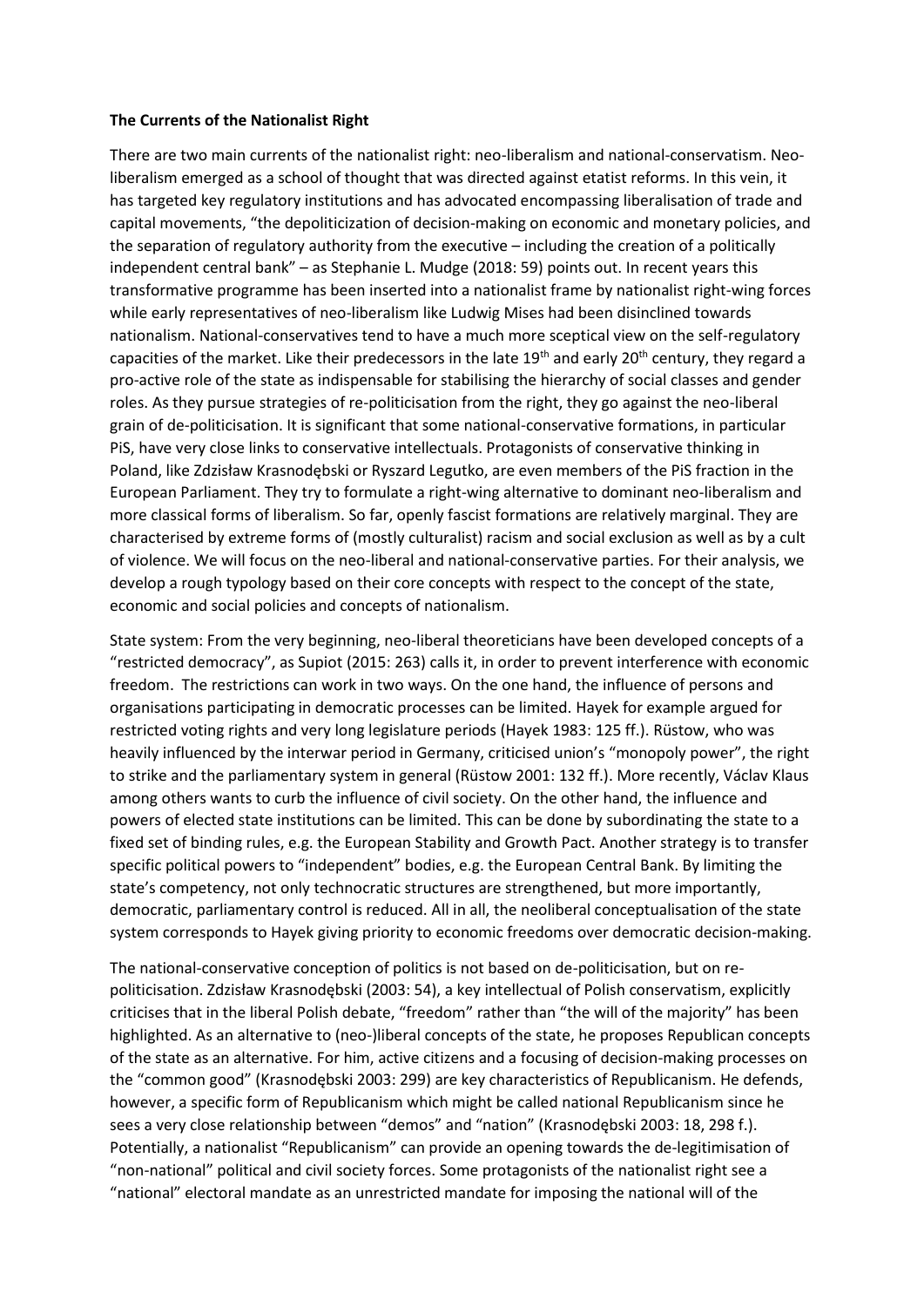**The Currents of the Nationalist Right**

There are two main currents of the nationalist right: neo-liberalism and national-conservatism. Neo-liberalism emerged as a school of thought that was directed against etatist reforms. In this vein, it has targeted key regulatory institutions and has advocated encompassing liberalisation of trade and capital movements, "the depoliticization of decision-making on economic and monetary policies, and the separation of regulatory authority from the executive – including the creation of a politically independent central bank" – as Stephanie L. Mudge (2018: 59) points out. In recent years this transformative programme has been inserted into a nationalist frame by nationalist right-wing forces while early representatives of neo-liberalism like Ludwig Mises had been disinclined towards nationalism. National-conservatives tend to have a much more sceptical view on the self-regulatory capacities of the market. Like their predecessors in the late 19th and early 20th century, they regard a pro-active role of the state as indispensable for stabilising the hierarchy of social classes and gender roles. As they pursue strategies of re-politicisation from the right, they go against the neo-liberal grain of de-politicisation. It is significant that some national-conservative formations, in particular PiS, have very close links to conservative intellectuals. Protagonists of conservative thinking in Poland, like Zdzisław Krasnodębski or Ryszard Legutko, are even members of the PiS fraction in the European Parliament. They try to formulate a right-wing alternative to dominant neo-liberalism and more classical forms of liberalism. So far, openly fascist formations are relatively marginal. They are characterised by extreme forms of (mostly culturalist) racism and social exclusion as well as by a cult of violence. We will focus on the neo-liberal and national-conservative parties. For their analysis, we develop a rough typology based on their core concepts with respect to the concept of the state, economic and social policies and concepts of nationalism.

State system: From the very beginning, neo-liberal theoreticians have been developed concepts of a "restricted democracy", as Supiot (2015: 263) calls it, in order to prevent interference with economic freedom. The restrictions can work in two ways. On the one hand, the influence of persons and organisations participating in democratic processes can be limited. Hayek for example argued for restricted voting rights and very long legislature periods (Hayek 1983: 125 ff.). Rüstow, who was heavily influenced by the interwar period in Germany, criticised union's "monopoly power", the right to strike and the parliamentary system in general (Rüstow 2001: 132 ff.). More recently, Václav Klaus among others wants to curb the influence of civil society. On the other hand, the influence and powers of elected state institutions can be limited. This can be done by subordinating the state to a fixed set of binding rules, e.g. the European Stability and Growth Pact. Another strategy is to transfer specific political powers to "independent" bodies, e.g. the European Central Bank. By limiting the state's competency, not only technocratic structures are strengthened, but more importantly, democratic, parliamentary control is reduced. All in all, the neoliberal conceptualisation of the state system corresponds to Hayek giving priority to economic freedoms over democratic decision-making.

The national-conservative conception of politics is not based on de-politicisation, but on re-politicisation. Zdzisław Krasnodębski (2003: 54), a key intellectual of Polish conservatism, explicitly criticises that in the liberal Polish debate, "freedom" rather than "the will of the majority" has been highlighted. As an alternative to (neo-)liberal concepts of the state, he proposes Republican concepts of the state as an alternative. For him, active citizens and a focusing of decision-making processes on the "common good" (Krasnodębski 2003: 299) are key characteristics of Republicanism. He defends, however, a specific form of Republicanism which might be called national Republicanism since he sees a very close relationship between "demos" and "nation" (Krasnodębski 2003: 18, 298 f.). Potentially, a nationalist "Republicanism" can provide an opening towards the de-legitimisation of "non-national" political and civil society forces. Some protagonists of the nationalist right see a "national" electoral mandate as an unrestricted mandate for imposing the national will of the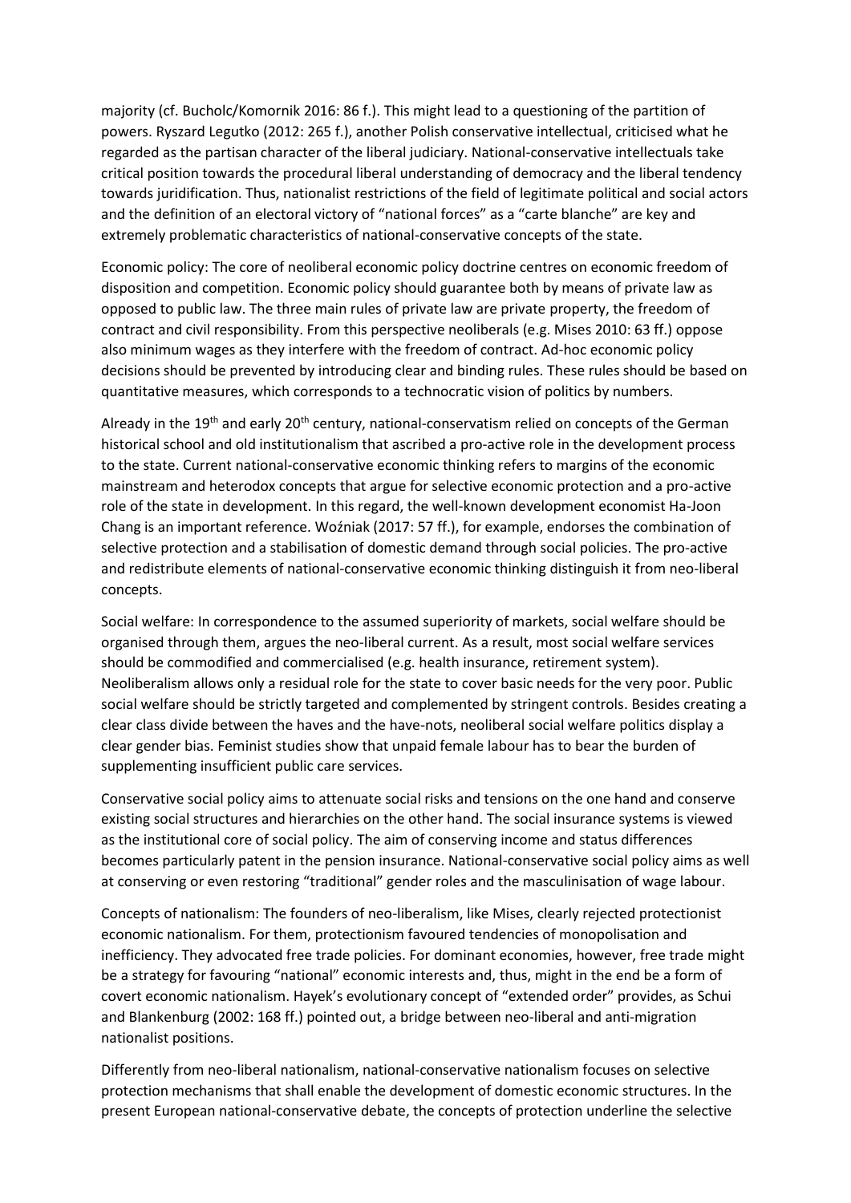majority (cf. Bucholc/Komornik 2016: 86 f.). This might lead to a questioning of the partition of powers. Ryszard Legutko (2012: 265 f.), another Polish conservative intellectual, criticised what he regarded as the partisan character of the liberal judiciary. National-conservative intellectuals take critical position towards the procedural liberal understanding of democracy and the liberal tendency towards juridification. Thus, nationalist restrictions of the field of legitimate political and social actors and the definition of an electoral victory of "national forces" as a "carte blanche" are key and extremely problematic characteristics of national-conservative concepts of the state.

Economic policy: The core of neoliberal economic policy doctrine centres on economic freedom of disposition and competition. Economic policy should guarantee both by means of private law as opposed to public law. The three main rules of private law are private property, the freedom of contract and civil responsibility. From this perspective neoliberals (e.g. Mises 2010: 63 ff.) oppose also minimum wages as they interfere with the freedom of contract. Ad-hoc economic policy decisions should be prevented by introducing clear and binding rules. These rules should be based on quantitative measures, which corresponds to a technocratic vision of politics by numbers.

Already in the 19th and early 20th century, national-conservatism relied on concepts of the German historical school and old institutionalism that ascribed a pro-active role in the development process to the state. Current national-conservative economic thinking refers to margins of the economic mainstream and heterodox concepts that argue for selective economic protection and a pro-active role of the state in development. In this regard, the well-known development economist Ha-Joon Chang is an important reference. Woźniak (2017: 57 ff.), for example, endorses the combination of selective protection and a stabilisation of domestic demand through social policies. The pro-active and redistribute elements of national-conservative economic thinking distinguish it from neo-liberal concepts.

Social welfare: In correspondence to the assumed superiority of markets, social welfare should be organised through them, argues the neo-liberal current. As a result, most social welfare services should be commodified and commercialised (e.g. health insurance, retirement system). Neoliberalism allows only a residual role for the state to cover basic needs for the very poor. Public social welfare should be strictly targeted and complemented by stringent controls. Besides creating a clear class divide between the haves and the have-nots, neoliberal social welfare politics display a clear gender bias. Feminist studies show that unpaid female labour has to bear the burden of supplementing insufficient public care services.

Conservative social policy aims to attenuate social risks and tensions on the one hand and conserve existing social structures and hierarchies on the other hand. The social insurance systems is viewed as the institutional core of social policy. The aim of conserving income and status differences becomes particularly patent in the pension insurance. National-conservative social policy aims as well at conserving or even restoring "traditional" gender roles and the masculinisation of wage labour.

Concepts of nationalism: The founders of neo-liberalism, like Mises, clearly rejected protectionist economic nationalism. For them, protectionism favoured tendencies of monopolisation and inefficiency. They advocated free trade policies. For dominant economies, however, free trade might be a strategy for favouring "national" economic interests and, thus, might in the end be a form of covert economic nationalism. Hayek's evolutionary concept of "extended order" provides, as Schui and Blankenburg (2002: 168 ff.) pointed out, a bridge between neo-liberal and anti-migration nationalist positions.

Differently from neo-liberal nationalism, national-conservative nationalism focuses on selective protection mechanisms that shall enable the development of domestic economic structures. In the present European national-conservative debate, the concepts of protection underline the selective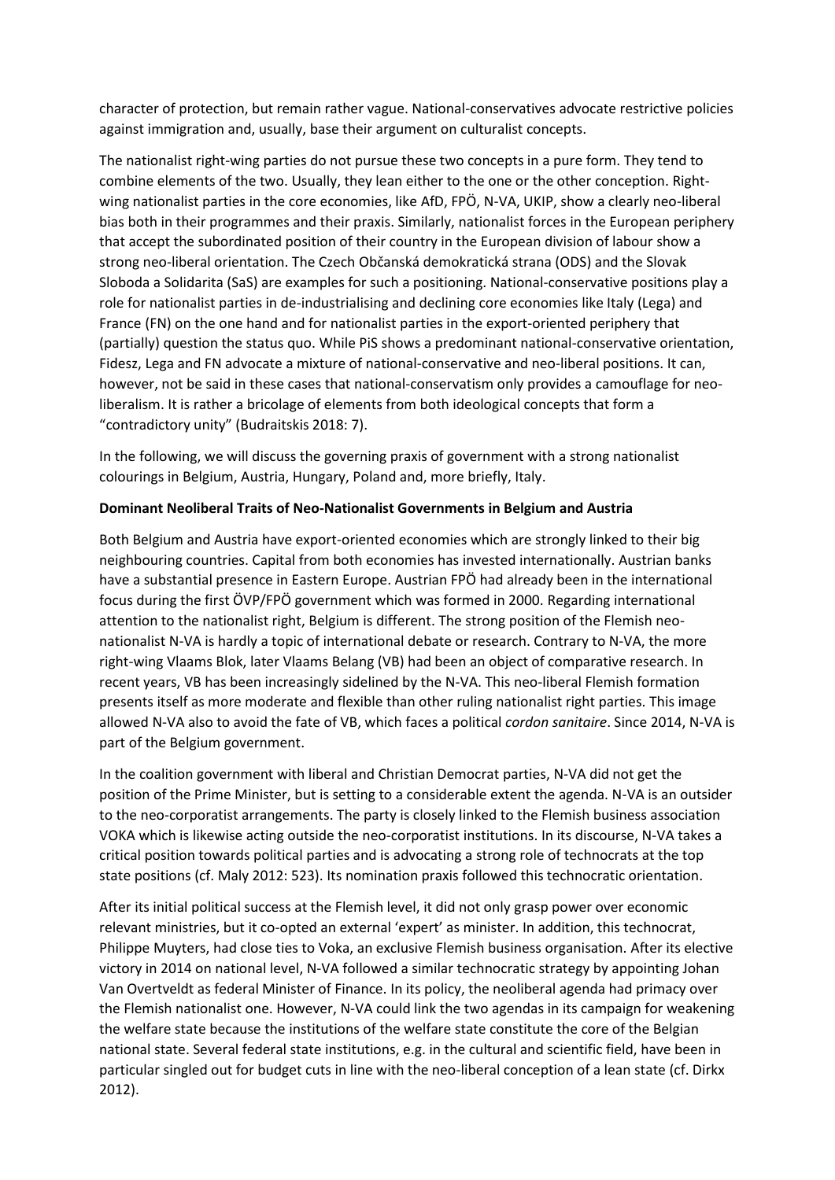character of protection, but remain rather vague. National-conservatives advocate restrictive policies against immigration and, usually, base their argument on culturalist concepts.

The nationalist right-wing parties do not pursue these two concepts in a pure form. They tend to combine elements of the two. Usually, they lean either to the one or the other conception. Right-wing nationalist parties in the core economies, like AfD, FPÖ, N-VA, UKIP, show a clearly neo-liberal bias both in their programmes and their praxis. Similarly, nationalist forces in the European periphery that accept the subordinated position of their country in the European division of labour show a strong neo-liberal orientation. The Czech Občanská demokratická strana (ODS) and the Slovak Sloboda a Solidarita (SaS) are examples for such a positioning. National-conservative positions play a role for nationalist parties in de-industrialising and declining core economies like Italy (Lega) and France (FN) on the one hand and for nationalist parties in the export-oriented periphery that (partially) question the status quo. While PiS shows a predominant national-conservative orientation, Fidesz, Lega and FN advocate a mixture of national-conservative and neo-liberal positions. It can, however, not be said in these cases that national-conservatism only provides a camouflage for neo-liberalism. It is rather a bricolage of elements from both ideological concepts that form a "contradictory unity" (Budraitskis 2018: 7).

In the following, we will discuss the governing praxis of government with a strong nationalist colourings in Belgium, Austria, Hungary, Poland and, more briefly, Italy.

**Dominant Neoliberal Traits of Neo-Nationalist Governments in Belgium and Austria**

Both Belgium and Austria have export-oriented economies which are strongly linked to their big neighbouring countries. Capital from both economies has invested internationally. Austrian banks have a substantial presence in Eastern Europe. Austrian FPÖ had already been in the international focus during the first ÖVP/FPÖ government which was formed in 2000. Regarding international attention to the nationalist right, Belgium is different. The strong position of the Flemish neo-nationalist N-VA is hardly a topic of international debate or research. Contrary to N-VA, the more right-wing Vlaams Blok, later Vlaams Belang (VB) had been an object of comparative research. In recent years, VB has been increasingly sidelined by the N-VA. This neo-liberal Flemish formation presents itself as more moderate and flexible than other ruling nationalist right parties. This image allowed N-VA also to avoid the fate of VB, which faces a political *cordon sanitaire*. Since 2014, N-VA is part of the Belgium government.

In the coalition government with liberal and Christian Democrat parties, N-VA did not get the position of the Prime Minister, but is setting to a considerable extent the agenda. N-VA is an outsider to the neo-corporatist arrangements. The party is closely linked to the Flemish business association VOKA which is likewise acting outside the neo-corporatist institutions. In its discourse, N-VA takes a critical position towards political parties and is advocating a strong role of technocrats at the top state positions (cf. Maly 2012: 523). Its nomination praxis followed this technocratic orientation.

After its initial political success at the Flemish level, it did not only grasp power over economic relevant ministries, but it co-opted an external 'expert' as minister. In addition, this technocrat, Philippe Muyters, had close ties to Voka, an exclusive Flemish business organisation. After its elective victory in 2014 on national level, N-VA followed a similar technocratic strategy by appointing Johan Van Overtveldt as federal Minister of Finance. In its policy, the neoliberal agenda had primacy over the Flemish nationalist one. However, N-VA could link the two agendas in its campaign for weakening the welfare state because the institutions of the welfare state constitute the core of the Belgian national state. Several federal state institutions, e.g. in the cultural and scientific field, have been in particular singled out for budget cuts in line with the neo-liberal conception of a lean state (cf. Dirkx 2012).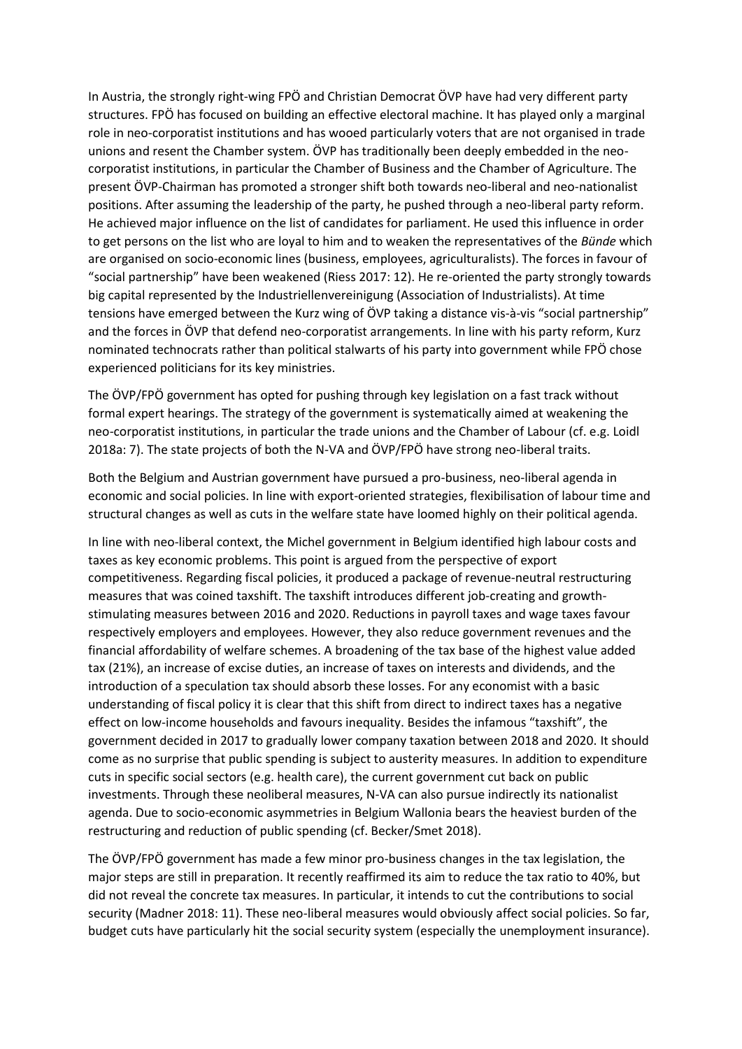In Austria, the strongly right-wing FPÖ and Christian Democrat ÖVP have had very different party structures. FPÖ has focused on building an effective electoral machine. It has played only a marginal role in neo-corporatist institutions and has wooed particularly voters that are not organised in trade unions and resent the Chamber system. ÖVP has traditionally been deeply embedded in the neo-corporatist institutions, in particular the Chamber of Business and the Chamber of Agriculture. The present ÖVP-Chairman has promoted a stronger shift both towards neo-liberal and neo-nationalist positions. After assuming the leadership of the party, he pushed through a neo-liberal party reform. He achieved major influence on the list of candidates for parliament. He used this influence in order to get persons on the list who are loyal to him and to weaken the representatives of the *Bünde* which are organised on socio-economic lines (business, employees, agriculturalists). The forces in favour of "social partnership" have been weakened (Riess 2017: 12). He re-oriented the party strongly towards big capital represented by the Industriellenvereinigung (Association of Industrialists). At time tensions have emerged between the Kurz wing of ÖVP taking a distance vis-à-vis "social partnership" and the forces in ÖVP that defend neo-corporatist arrangements. In line with his party reform, Kurz nominated technocrats rather than political stalwarts of his party into government while FPÖ chose experienced politicians for its key ministries.

The ÖVP/FPÖ government has opted for pushing through key legislation on a fast track without formal expert hearings. The strategy of the government is systematically aimed at weakening the neo-corporatist institutions, in particular the trade unions and the Chamber of Labour (cf. e.g. Loidl 2018a: 7). The state projects of both the N-VA and ÖVP/FPÖ have strong neo-liberal traits.

Both the Belgium and Austrian government have pursued a pro-business, neo-liberal agenda in economic and social policies. In line with export-oriented strategies, flexibilisation of labour time and structural changes as well as cuts in the welfare state have loomed highly on their political agenda.

In line with neo-liberal context, the Michel government in Belgium identified high labour costs and taxes as key economic problems. This point is argued from the perspective of export competitiveness. Regarding fiscal policies, it produced a package of revenue-neutral restructuring measures that was coined taxshift. The taxshift introduces different job-creating and growth-stimulating measures between 2016 and 2020. Reductions in payroll taxes and wage taxes favour respectively employers and employees. However, they also reduce government revenues and the financial affordability of welfare schemes. A broadening of the tax base of the highest value added tax (21%), an increase of excise duties, an increase of taxes on interests and dividends, and the introduction of a speculation tax should absorb these losses. For any economist with a basic understanding of fiscal policy it is clear that this shift from direct to indirect taxes has a negative effect on low-income households and favours inequality. Besides the infamous "taxshift", the government decided in 2017 to gradually lower company taxation between 2018 and 2020. It should come as no surprise that public spending is subject to austerity measures. In addition to expenditure cuts in specific social sectors (e.g. health care), the current government cut back on public investments. Through these neoliberal measures, N-VA can also pursue indirectly its nationalist agenda. Due to socio-economic asymmetries in Belgium Wallonia bears the heaviest burden of the restructuring and reduction of public spending (cf. Becker/Smet 2018).

The ÖVP/FPÖ government has made a few minor pro-business changes in the tax legislation, the major steps are still in preparation. It recently reaffirmed its aim to reduce the tax ratio to 40%, but did not reveal the concrete tax measures. In particular, it intends to cut the contributions to social security (Madner 2018: 11). These neo-liberal measures would obviously affect social policies. So far, budget cuts have particularly hit the social security system (especially the unemployment insurance).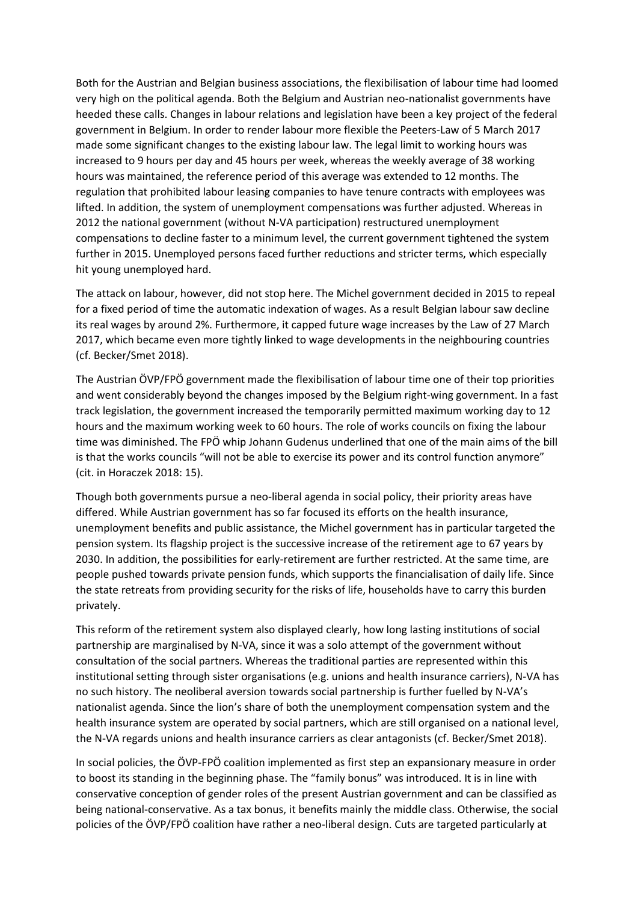Both for the Austrian and Belgian business associations, the flexibilisation of labour time had loomed very high on the political agenda. Both the Belgium and Austrian neo-nationalist governments have heeded these calls. Changes in labour relations and legislation have been a key project of the federal government in Belgium. In order to render labour more flexible the Peeters-Law of 5 March 2017 made some significant changes to the existing labour law. The legal limit to working hours was increased to 9 hours per day and 45 hours per week, whereas the weekly average of 38 working hours was maintained, the reference period of this average was extended to 12 months. The regulation that prohibited labour leasing companies to have tenure contracts with employees was lifted. In addition, the system of unemployment compensations was further adjusted. Whereas in 2012 the national government (without N-VA participation) restructured unemployment compensations to decline faster to a minimum level, the current government tightened the system further in 2015. Unemployed persons faced further reductions and stricter terms, which especially hit young unemployed hard.

The attack on labour, however, did not stop here. The Michel government decided in 2015 to repeal for a fixed period of time the automatic indexation of wages. As a result Belgian labour saw decline its real wages by around 2%. Furthermore, it capped future wage increases by the Law of 27 March 2017, which became even more tightly linked to wage developments in the neighbouring countries (cf. Becker/Smet 2018).

The Austrian ÖVP/FPÖ government made the flexibilisation of labour time one of their top priorities and went considerably beyond the changes imposed by the Belgium right-wing government. In a fast track legislation, the government increased the temporarily permitted maximum working day to 12 hours and the maximum working week to 60 hours. The role of works councils on fixing the labour time was diminished. The FPÖ whip Johann Gudenus underlined that one of the main aims of the bill is that the works councils "will not be able to exercise its power and its control function anymore" (cit. in Horaczek 2018: 15).

Though both governments pursue a neo-liberal agenda in social policy, their priority areas have differed. While Austrian government has so far focused its efforts on the health insurance, unemployment benefits and public assistance, the Michel government has in particular targeted the pension system. Its flagship project is the successive increase of the retirement age to 67 years by 2030. In addition, the possibilities for early-retirement are further restricted. At the same time, are people pushed towards private pension funds, which supports the financialisation of daily life. Since the state retreats from providing security for the risks of life, households have to carry this burden privately.

This reform of the retirement system also displayed clearly, how long lasting institutions of social partnership are marginalised by N-VA, since it was a solo attempt of the government without consultation of the social partners. Whereas the traditional parties are represented within this institutional setting through sister organisations (e.g. unions and health insurance carriers), N-VA has no such history. The neoliberal aversion towards social partnership is further fuelled by N-VA's nationalist agenda. Since the lion's share of both the unemployment compensation system and the health insurance system are operated by social partners, which are still organised on a national level, the N-VA regards unions and health insurance carriers as clear antagonists (cf. Becker/Smet 2018).

In social policies, the ÖVP-FPÖ coalition implemented as first step an expansionary measure in order to boost its standing in the beginning phase. The "family bonus" was introduced. It is in line with conservative conception of gender roles of the present Austrian government and can be classified as being national-conservative. As a tax bonus, it benefits mainly the middle class. Otherwise, the social policies of the ÖVP/FPÖ coalition have rather a neo-liberal design. Cuts are targeted particularly at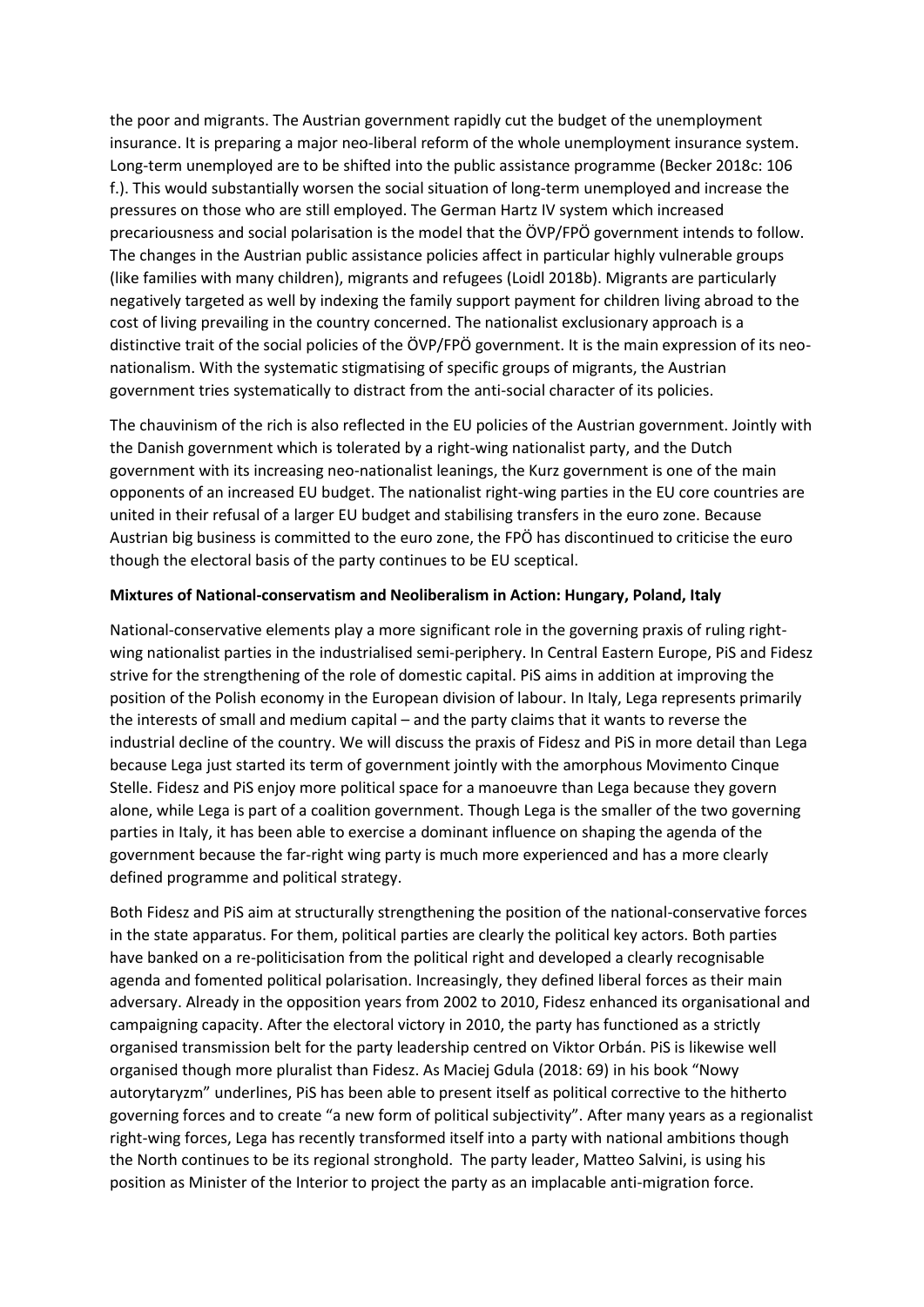the poor and migrants. The Austrian government rapidly cut the budget of the unemployment insurance. It is preparing a major neo-liberal reform of the whole unemployment insurance system. Long-term unemployed are to be shifted into the public assistance programme (Becker 2018c: 106 f.). This would substantially worsen the social situation of long-term unemployed and increase the pressures on those who are still employed. The German Hartz IV system which increased precariousness and social polarisation is the model that the ÖVP/FPÖ government intends to follow. The changes in the Austrian public assistance policies affect in particular highly vulnerable groups (like families with many children), migrants and refugees (Loidl 2018b). Migrants are particularly negatively targeted as well by indexing the family support payment for children living abroad to the cost of living prevailing in the country concerned. The nationalist exclusionary approach is a distinctive trait of the social policies of the ÖVP/FPÖ government. It is the main expression of its neo-nationalism. With the systematic stigmatising of specific groups of migrants, the Austrian government tries systematically to distract from the anti-social character of its policies.

The chauvinism of the rich is also reflected in the EU policies of the Austrian government. Jointly with the Danish government which is tolerated by a right-wing nationalist party, and the Dutch government with its increasing neo-nationalist leanings, the Kurz government is one of the main opponents of an increased EU budget. The nationalist right-wing parties in the EU core countries are united in their refusal of a larger EU budget and stabilising transfers in the euro zone. Because Austrian big business is committed to the euro zone, the FPÖ has discontinued to criticise the euro though the electoral basis of the party continues to be EU sceptical.

**Mixtures of National-conservatism and Neoliberalism in Action: Hungary, Poland, Italy**

National-conservative elements play a more significant role in the governing praxis of ruling right-wing nationalist parties in the industrialised semi-periphery. In Central Eastern Europe, PiS and Fidesz strive for the strengthening of the role of domestic capital. PiS aims in addition at improving the position of the Polish economy in the European division of labour. In Italy, Lega represents primarily the interests of small and medium capital – and the party claims that it wants to reverse the industrial decline of the country. We will discuss the praxis of Fidesz and PiS in more detail than Lega because Lega just started its term of government jointly with the amorphous Movimento Cinque Stelle. Fidesz and PiS enjoy more political space for a manoeuvre than Lega because they govern alone, while Lega is part of a coalition government. Though Lega is the smaller of the two governing parties in Italy, it has been able to exercise a dominant influence on shaping the agenda of the government because the far-right wing party is much more experienced and has a more clearly defined programme and political strategy.

Both Fidesz and PiS aim at structurally strengthening the position of the national-conservative forces in the state apparatus. For them, political parties are clearly the political key actors. Both parties have banked on a re-politicisation from the political right and developed a clearly recognisable agenda and fomented political polarisation. Increasingly, they defined liberal forces as their main adversary. Already in the opposition years from 2002 to 2010, Fidesz enhanced its organisational and campaigning capacity. After the electoral victory in 2010, the party has functioned as a strictly organised transmission belt for the party leadership centred on Viktor Orbán. PiS is likewise well organised though more pluralist than Fidesz. As Maciej Gdula (2018: 69) in his book "Nowy autorytaryzm" underlines, PiS has been able to present itself as political corrective to the hitherto governing forces and to create "a new form of political subjectivity". After many years as a regionalist right-wing forces, Lega has recently transformed itself into a party with national ambitions though the North continues to be its regional stronghold. The party leader, Matteo Salvini, is using his position as Minister of the Interior to project the party as an implacable anti-migration force.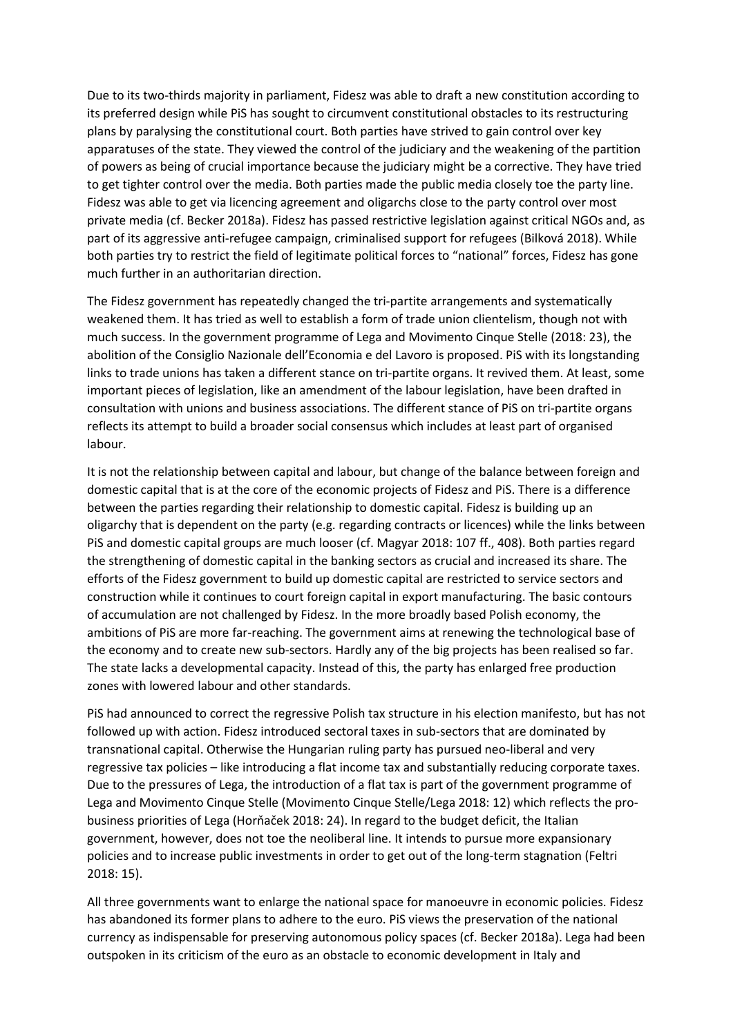Due to its two-thirds majority in parliament, Fidesz was able to draft a new constitution according to its preferred design while PiS has sought to circumvent constitutional obstacles to its restructuring plans by paralysing the constitutional court. Both parties have strived to gain control over key apparatuses of the state. They viewed the control of the judiciary and the weakening of the partition of powers as being of crucial importance because the judiciary might be a corrective. They have tried to get tighter control over the media. Both parties made the public media closely toe the party line. Fidesz was able to get via licencing agreement and oligarchs close to the party control over most private media (cf. Becker 2018a). Fidesz has passed restrictive legislation against critical NGOs and, as part of its aggressive anti-refugee campaign, criminalised support for refugees (Bilková 2018). While both parties try to restrict the field of legitimate political forces to "national" forces, Fidesz has gone much further in an authoritarian direction.

The Fidesz government has repeatedly changed the tri-partite arrangements and systematically weakened them. It has tried as well to establish a form of trade union clientelism, though not with much success. In the government programme of Lega and Movimento Cinque Stelle (2018: 23), the abolition of the Consiglio Nazionale dell'Economia e del Lavoro is proposed. PiS with its longstanding links to trade unions has taken a different stance on tri-partite organs. It revived them. At least, some important pieces of legislation, like an amendment of the labour legislation, have been drafted in consultation with unions and business associations. The different stance of PiS on tri-partite organs reflects its attempt to build a broader social consensus which includes at least part of organised labour.

It is not the relationship between capital and labour, but change of the balance between foreign and domestic capital that is at the core of the economic projects of Fidesz and PiS. There is a difference between the parties regarding their relationship to domestic capital. Fidesz is building up an oligarchy that is dependent on the party (e.g. regarding contracts or licences) while the links between PiS and domestic capital groups are much looser (cf. Magyar 2018: 107 ff., 408). Both parties regard the strengthening of domestic capital in the banking sectors as crucial and increased its share. The efforts of the Fidesz government to build up domestic capital are restricted to service sectors and construction while it continues to court foreign capital in export manufacturing. The basic contours of accumulation are not challenged by Fidesz. In the more broadly based Polish economy, the ambitions of PiS are more far-reaching. The government aims at renewing the technological base of the economy and to create new sub-sectors. Hardly any of the big projects has been realised so far. The state lacks a developmental capacity. Instead of this, the party has enlarged free production zones with lowered labour and other standards.

PiS had announced to correct the regressive Polish tax structure in his election manifesto, but has not followed up with action. Fidesz introduced sectoral taxes in sub-sectors that are dominated by transnational capital. Otherwise the Hungarian ruling party has pursued neo-liberal and very regressive tax policies – like introducing a flat income tax and substantially reducing corporate taxes. Due to the pressures of Lega, the introduction of a flat tax is part of the government programme of Lega and Movimento Cinque Stelle (Movimento Cinque Stelle/Lega 2018: 12) which reflects the pro-business priorities of Lega (Horňaček 2018: 24). In regard to the budget deficit, the Italian government, however, does not toe the neoliberal line. It intends to pursue more expansionary policies and to increase public investments in order to get out of the long-term stagnation (Feltri 2018: 15).

All three governments want to enlarge the national space for manoeuvre in economic policies. Fidesz has abandoned its former plans to adhere to the euro. PiS views the preservation of the national currency as indispensable for preserving autonomous policy spaces (cf. Becker 2018a). Lega had been outspoken in its criticism of the euro as an obstacle to economic development in Italy and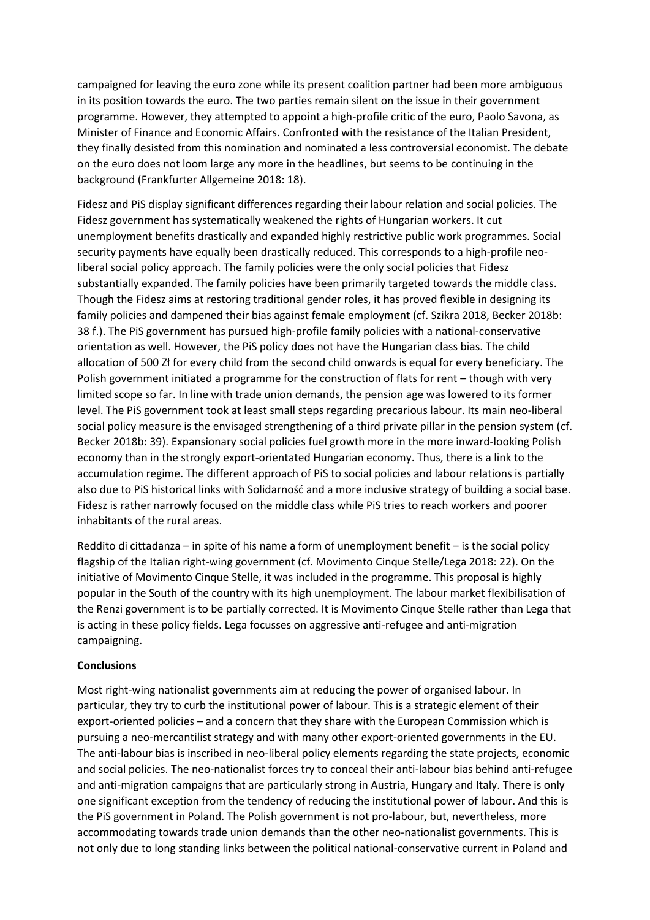campaigned for leaving the euro zone while its present coalition partner had been more ambiguous in its position towards the euro. The two parties remain silent on the issue in their government programme. However, they attempted to appoint a high-profile critic of the euro, Paolo Savona, as Minister of Finance and Economic Affairs. Confronted with the resistance of the Italian President, they finally desisted from this nomination and nominated a less controversial economist. The debate on the euro does not loom large any more in the headlines, but seems to be continuing in the background (Frankfurter Allgemeine 2018: 18).

Fidesz and PiS display significant differences regarding their labour relation and social policies. The Fidesz government has systematically weakened the rights of Hungarian workers. It cut unemployment benefits drastically and expanded highly restrictive public work programmes. Social security payments have equally been drastically reduced. This corresponds to a high-profile neo-liberal social policy approach. The family policies were the only social policies that Fidesz substantially expanded. The family policies have been primarily targeted towards the middle class. Though the Fidesz aims at restoring traditional gender roles, it has proved flexible in designing its family policies and dampened their bias against female employment (cf. Szikra 2018, Becker 2018b: 38 f.). The PiS government has pursued high-profile family policies with a national-conservative orientation as well. However, the PiS policy does not have the Hungarian class bias. The child allocation of 500 Zł for every child from the second child onwards is equal for every beneficiary. The Polish government initiated a programme for the construction of flats for rent – though with very limited scope so far. In line with trade union demands, the pension age was lowered to its former level. The PiS government took at least small steps regarding precarious labour. Its main neo-liberal social policy measure is the envisaged strengthening of a third private pillar in the pension system (cf. Becker 2018b: 39). Expansionary social policies fuel growth more in the more inward-looking Polish economy than in the strongly export-orientated Hungarian economy. Thus, there is a link to the accumulation regime. The different approach of PiS to social policies and labour relations is partially also due to PiS historical links with Solidarność and a more inclusive strategy of building a social base. Fidesz is rather narrowly focused on the middle class while PiS tries to reach workers and poorer inhabitants of the rural areas.

Reddito di cittadanza – in spite of his name a form of unemployment benefit – is the social policy flagship of the Italian right-wing government (cf. Movimento Cinque Stelle/Lega 2018: 22). On the initiative of Movimento Cinque Stelle, it was included in the programme. This proposal is highly popular in the South of the country with its high unemployment. The labour market flexibilisation of the Renzi government is to be partially corrected. It is Movimento Cinque Stelle rather than Lega that is acting in these policy fields. Lega focusses on aggressive anti-refugee and anti-migration campaigning.

## Conclusions

Most right-wing nationalist governments aim at reducing the power of organised labour. In particular, they try to curb the institutional power of labour. This is a strategic element of their export-oriented policies – and a concern that they share with the European Commission which is pursuing a neo-mercantilist strategy and with many other export-oriented governments in the EU. The anti-labour bias is inscribed in neo-liberal policy elements regarding the state projects, economic and social policies. The neo-nationalist forces try to conceal their anti-labour bias behind anti-refugee and anti-migration campaigns that are particularly strong in Austria, Hungary and Italy. There is only one significant exception from the tendency of reducing the institutional power of labour. And this is the PiS government in Poland. The Polish government is not pro-labour, but, nevertheless, more accommodating towards trade union demands than the other neo-nationalist governments. This is not only due to long standing links between the political national-conservative current in Poland and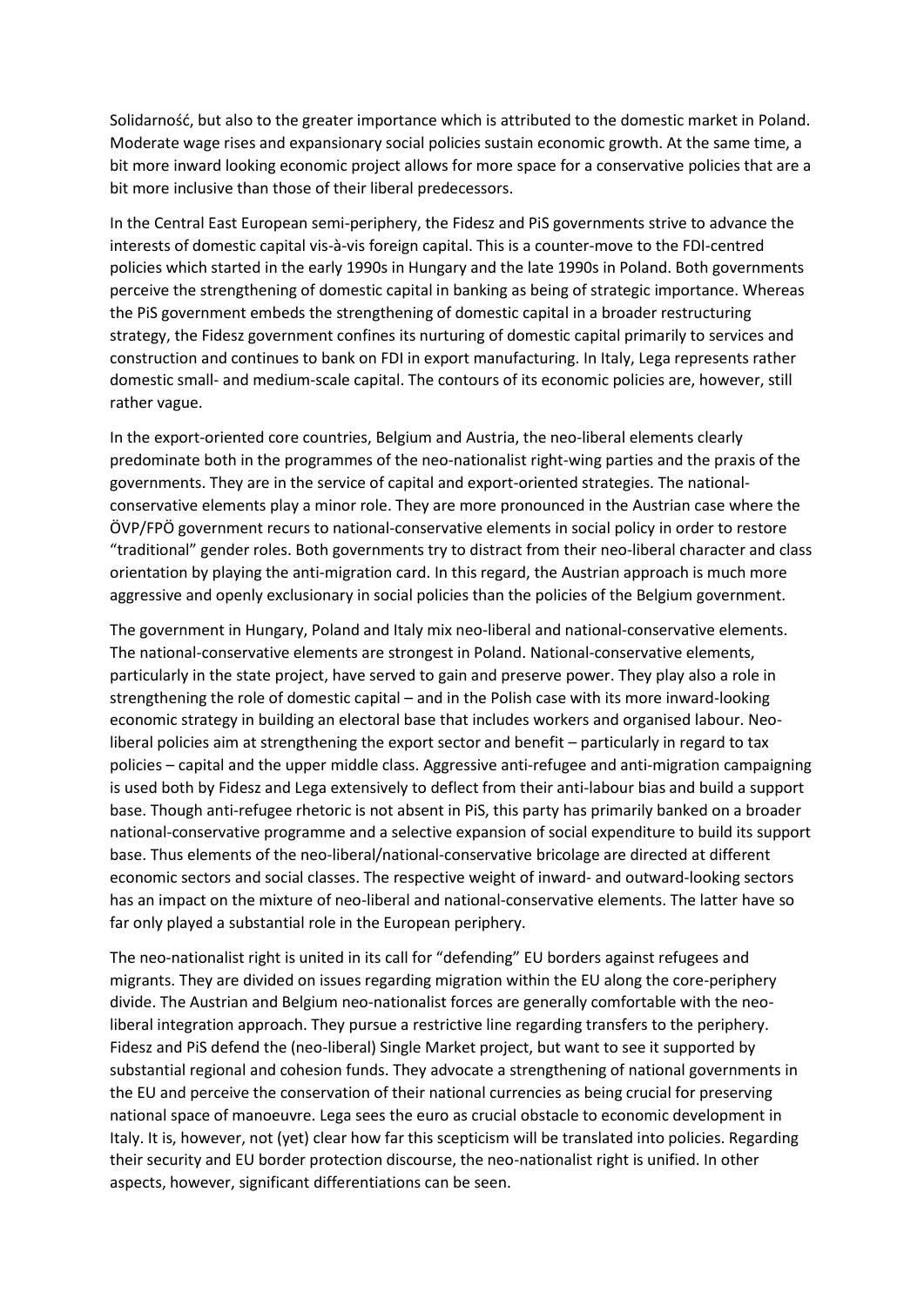Solidarność, but also to the greater importance which is attributed to the domestic market in Poland. Moderate wage rises and expansionary social policies sustain economic growth. At the same time, a bit more inward looking economic project allows for more space for a conservative policies that are a bit more inclusive than those of their liberal predecessors.

In the Central East European semi-periphery, the Fidesz and PiS governments strive to advance the interests of domestic capital vis-à-vis foreign capital. This is a counter-move to the FDI-centred policies which started in the early 1990s in Hungary and the late 1990s in Poland. Both governments perceive the strengthening of domestic capital in banking as being of strategic importance. Whereas the PiS government embeds the strengthening of domestic capital in a broader restructuring strategy, the Fidesz government confines its nurturing of domestic capital primarily to services and construction and continues to bank on FDI in export manufacturing. In Italy, Lega represents rather domestic small- and medium-scale capital. The contours of its economic policies are, however, still rather vague.

In the export-oriented core countries, Belgium and Austria, the neo-liberal elements clearly predominate both in the programmes of the neo-nationalist right-wing parties and the praxis of the governments. They are in the service of capital and export-oriented strategies. The national-conservative elements play a minor role. They are more pronounced in the Austrian case where the ÖVP/FPÖ government recurs to national-conservative elements in social policy in order to restore "traditional" gender roles. Both governments try to distract from their neo-liberal character and class orientation by playing the anti-migration card. In this regard, the Austrian approach is much more aggressive and openly exclusionary in social policies than the policies of the Belgium government.

The government in Hungary, Poland and Italy mix neo-liberal and national-conservative elements. The national-conservative elements are strongest in Poland. National-conservative elements, particularly in the state project, have served to gain and preserve power. They play also a role in strengthening the role of domestic capital – and in the Polish case with its more inward-looking economic strategy in building an electoral base that includes workers and organised labour. Neo-liberal policies aim at strengthening the export sector and benefit – particularly in regard to tax policies – capital and the upper middle class. Aggressive anti-refugee and anti-migration campaigning is used both by Fidesz and Lega extensively to deflect from their anti-labour bias and build a support base. Though anti-refugee rhetoric is not absent in PiS, this party has primarily banked on a broader national-conservative programme and a selective expansion of social expenditure to build its support base. Thus elements of the neo-liberal/national-conservative bricolage are directed at different economic sectors and social classes. The respective weight of inward- and outward-looking sectors has an impact on the mixture of neo-liberal and national-conservative elements. The latter have so far only played a substantial role in the European periphery.

The neo-nationalist right is united in its call for "defending" EU borders against refugees and migrants. They are divided on issues regarding migration within the EU along the core-periphery divide. The Austrian and Belgium neo-nationalist forces are generally comfortable with the neo-liberal integration approach. They pursue a restrictive line regarding transfers to the periphery. Fidesz and PiS defend the (neo-liberal) Single Market project, but want to see it supported by substantial regional and cohesion funds. They advocate a strengthening of national governments in the EU and perceive the conservation of their national currencies as being crucial for preserving national space of manoeuvre. Lega sees the euro as crucial obstacle to economic development in Italy. It is, however, not (yet) clear how far this scepticism will be translated into policies. Regarding their security and EU border protection discourse, the neo-nationalist right is unified. In other aspects, however, significant differentiations can be seen.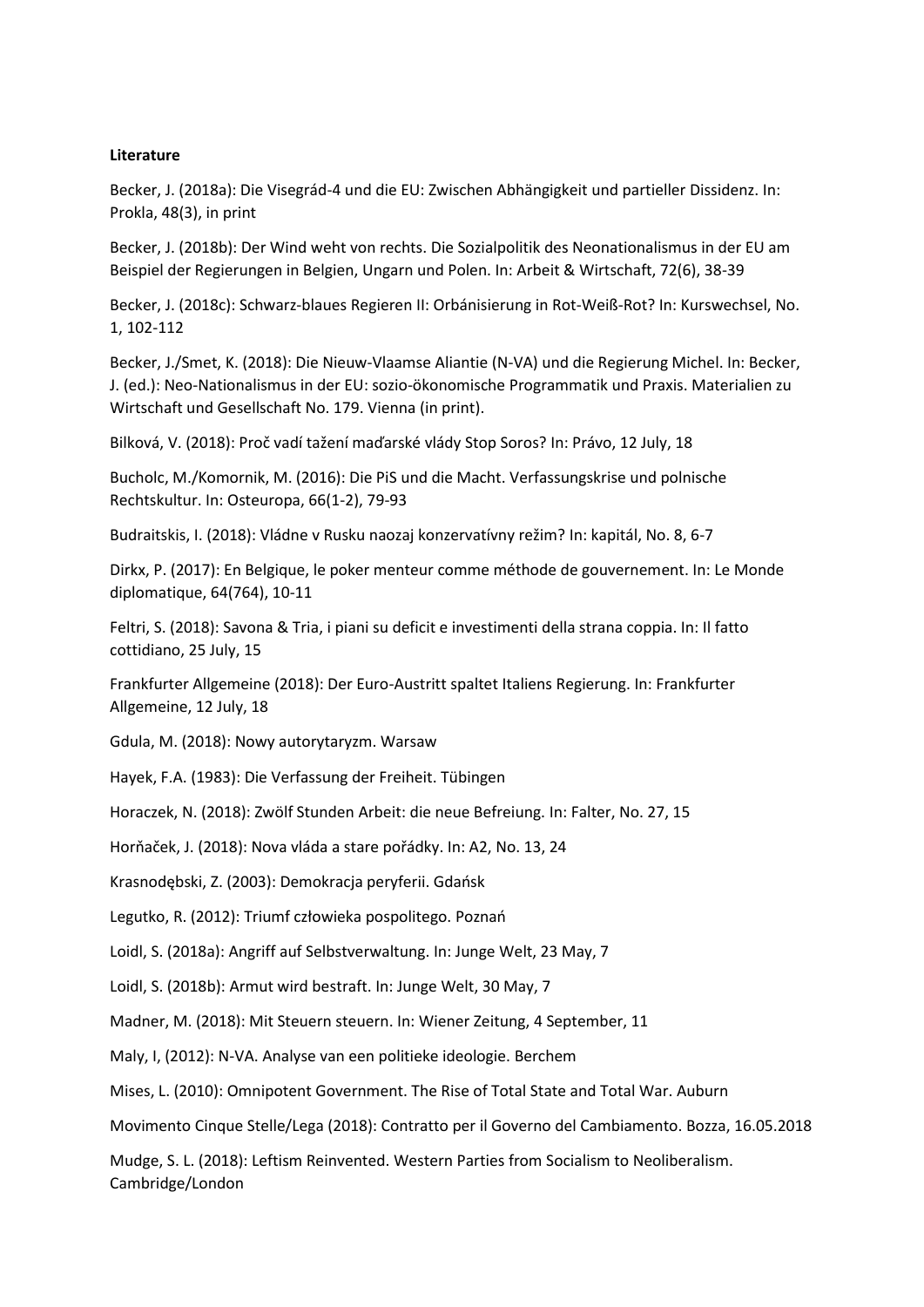**Literature**

Becker, J. (2018a): Die Visegrád-4 und die EU: Zwischen Abhängigkeit und partieller Dissidenz. In: Prokla, 48(3), in print

Becker, J. (2018b): Der Wind weht von rechts. Die Sozialpolitik des Neonationalismus in der EU am Beispiel der Regierungen in Belgien, Ungarn und Polen. In: Arbeit & Wirtschaft, 72(6), 38-39

Becker, J. (2018c): Schwarz-blaues Regieren II: Orbánisierung in Rot-Weiß-Rot? In: Kurswechsel, No. 1, 102-112

Becker, J./Smet, K. (2018): Die Nieuw-Vlaamse Aliantie (N-VA) und die Regierung Michel. In: Becker, J. (ed.): Neo-Nationalismus in der EU: sozio-ökonomische Programmatik und Praxis. Materialien zu Wirtschaft und Gesellschaft No. 179. Vienna (in print).

Bilková, V. (2018): Proč vadí tažení maďarské vlády Stop Soros? In: Právo, 12 July, 18

Bucholc, M./Komornik, M. (2016): Die PiS und die Macht. Verfassungskrise und polnische Rechtskultur. In: Osteuropa, 66(1-2), 79-93

Budraitskis, I. (2018): Vládne v Rusku naozaj konzervatívny režim? In: kapitál, No. 8, 6-7

Dirkx, P. (2017): En Belgique, le poker menteur comme méthode de gouvernement. In: Le Monde diplomatique, 64(764), 10-11

Feltri, S. (2018): Savona & Tria, i piani su deficit e investimenti della strana coppia. In: Il fatto cottidiano, 25 July, 15

Frankfurter Allgemeine (2018): Der Euro-Austritt spaltet Italiens Regierung. In: Frankfurter Allgemeine, 12 July, 18

Gdula, M. (2018): Nowy autorytaryzm. Warsaw

Hayek, F.A. (1983): Die Verfassung der Freiheit. Tübingen

Horaczek, N. (2018): Zwölf Stunden Arbeit: die neue Befreiung. In: Falter, No. 27, 15

Horňaček, J. (2018): Nova vláda a stare pořádky. In: A2, No. 13, 24

Krasnodębski, Z. (2003): Demokracja peryferii. Gdańsk

Legutko, R. (2012): Triumf człowieka pospolitego. Poznań

Loidl, S. (2018a): Angriff auf Selbstverwaltung. In: Junge Welt, 23 May, 7

Loidl, S. (2018b): Armut wird bestraft. In: Junge Welt, 30 May, 7

Madner, M. (2018): Mit Steuern steuern. In: Wiener Zeitung, 4 September, 11

Maly, I, (2012): N-VA. Analyse van een politieke ideologie. Berchem

Mises, L. (2010): Omnipotent Government. The Rise of Total State and Total War. Auburn

Movimento Cinque Stelle/Lega (2018): Contratto per il Governo del Cambiamento. Bozza, 16.05.2018

Mudge, S. L. (2018): Leftism Reinvented. Western Parties from Socialism to Neoliberalism. Cambridge/London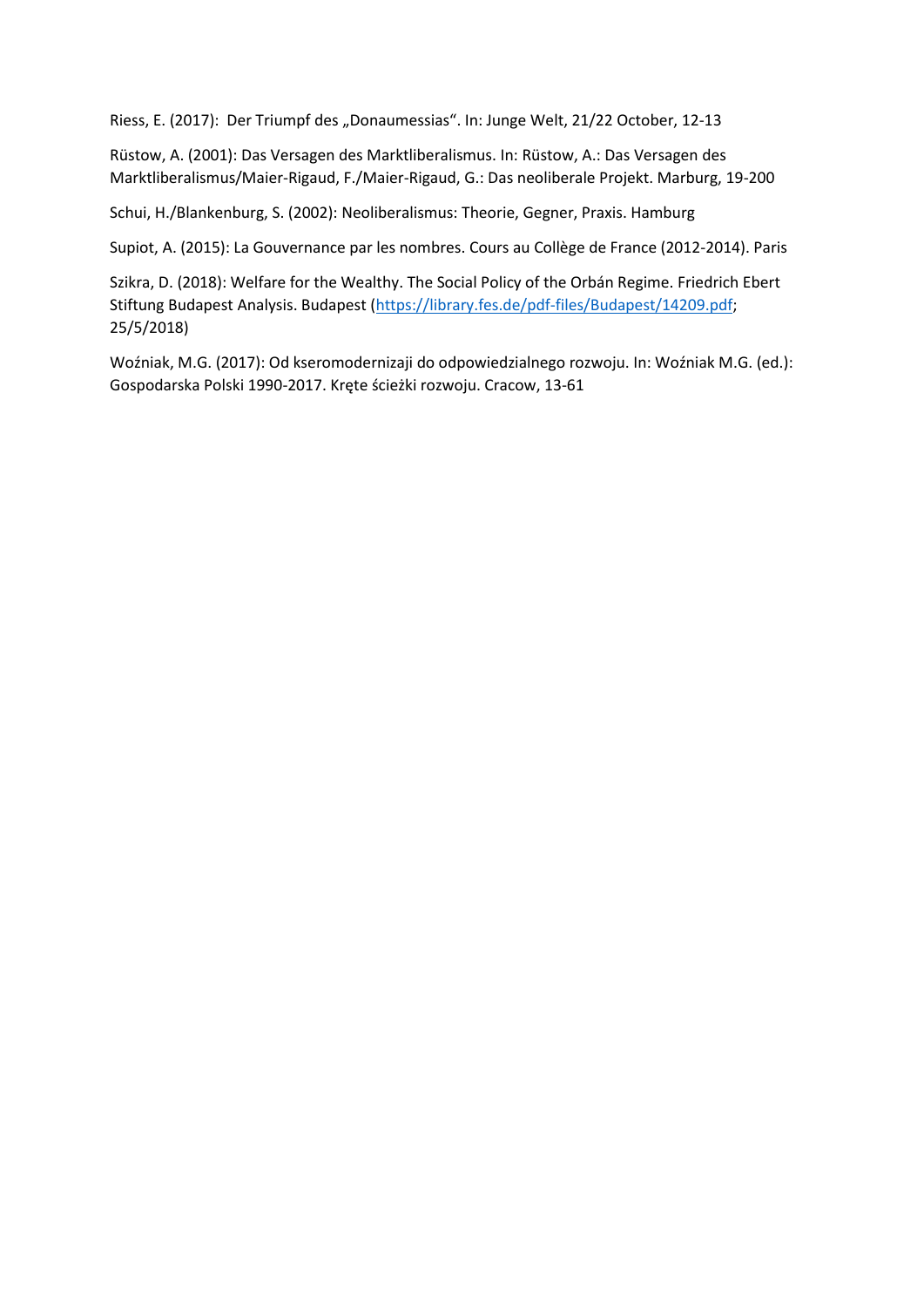Riess, E. (2017): Der Triumpf des „Donaumessias". In: Junge Welt, 21/22 October, 12-13

Rüstow, A. (2001): Das Versagen des Marktliberalismus. In: Rüstow, A.: Das Versagen des Marktliberalismus/Maier-Rigaud, F./Maier-Rigaud, G.: Das neoliberale Projekt. Marburg, 19-200

Schui, H./Blankenburg, S. (2002): Neoliberalismus: Theorie, Gegner, Praxis. Hamburg

Supiot, A. (2015): La Gouvernance par les nombres. Cours au Collège de France (2012-2014). Paris

Szikra, D. (2018): Welfare for the Wealthy. The Social Policy of the Orbán Regime. Friedrich Ebert Stiftung Budapest Analysis. Budapest (https://library.fes.de/pdf-files/Budapest/14209.pdf; 25/5/2018)

Woźniak, M.G. (2017): Od kseromodernizaji do odpowiedzialnego rozwoju. In: Woźniak M.G. (ed.): Gospodarska Polski 1990-2017. Kręte ścieżki rozwoju. Cracow, 13-61